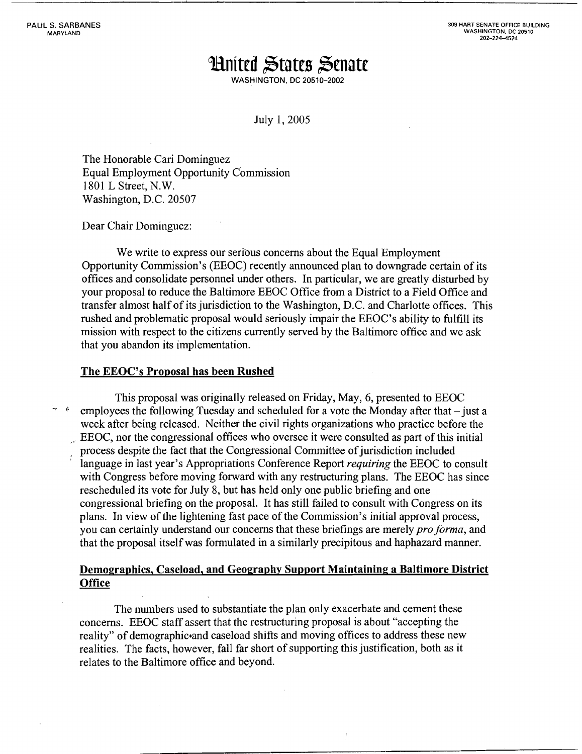PAUL S. SARBANES
MARYLAND

309 HART SENATE OFFICE BUILDING
WASHINGTON, DC 20510
202-224-4524

# United States Senate

WASHINGTON, DC 20510-2002

July 1, 2005

The Honorable Cari Dominguez
Equal Employment Opportunity Commission
1801 L Street, N.W.
Washington, D.C. 20507

Dear Chair Dominguez:

We write to express our serious concerns about the Equal Employment Opportunity Commission's (EEOC) recently announced plan to downgrade certain of its offices and consolidate personnel under others. In particular, we are greatly disturbed by your proposal to reduce the Baltimore EEOC Office from a District to a Field Office and transfer almost half of its jurisdiction to the Washington, D.C. and Charlotte offices. This rushed and problematic proposal would seriously impair the EEOC's ability to fulfill its mission with respect to the citizens currently served by the Baltimore office and we ask that you abandon its implementation.

**The EEOC's Proposal has been Rushed**

This proposal was originally released on Friday, May, 6, presented to EEOC employees the following Tuesday and scheduled for a vote the Monday after that – just a week after being released. Neither the civil rights organizations who practice before the EEOC, nor the congressional offices who oversee it were consulted as part of this initial process despite the fact that the Congressional Committee of jurisdiction included language in last year's Appropriations Conference Report *requiring* the EEOC to consult with Congress before moving forward with any restructuring plans. The EEOC has since rescheduled its vote for July 8, but has held only one public briefing and one congressional briefing on the proposal. It has still failed to consult with Congress on its plans. In view of the lightening fast pace of the Commission's initial approval process, you can certainly understand our concerns that these briefings are merely *pro forma*, and that the proposal itself was formulated in a similarly precipitous and haphazard manner.

**Demographics, Caseload, and Geography Support Maintaining a Baltimore District Office**

The numbers used to substantiate the plan only exacerbate and cement these concerns. EEOC staff assert that the restructuring proposal is about "accepting the reality" of demographic and caseload shifts and moving offices to address these new realities. The facts, however, fall far short of supporting this justification, both as it relates to the Baltimore office and beyond.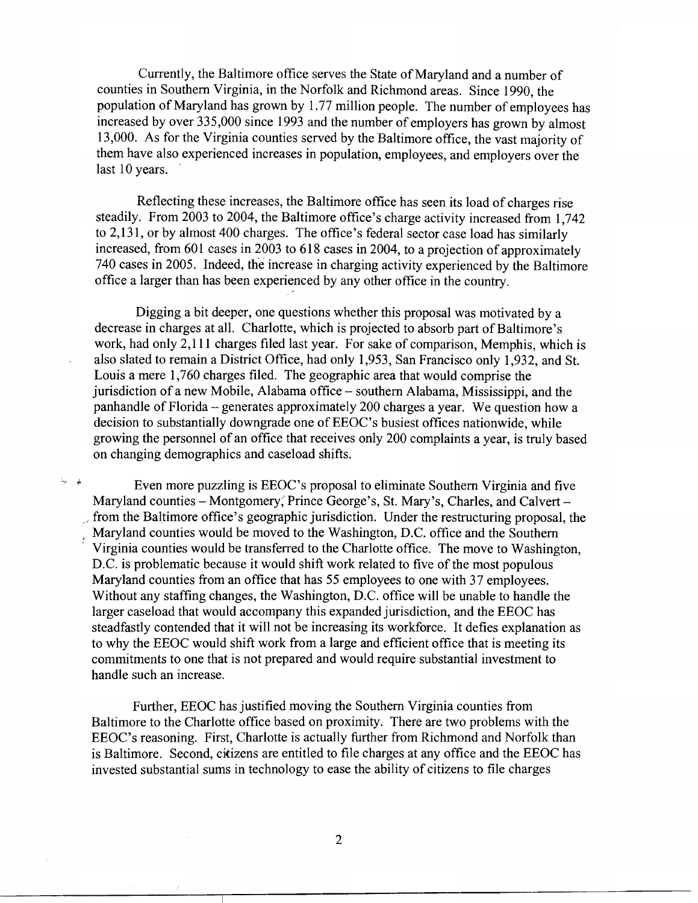Currently, the Baltimore office serves the State of Maryland and a number of counties in Southern Virginia, in the Norfolk and Richmond areas. Since 1990, the population of Maryland has grown by 1.77 million people. The number of employees has increased by over 335,000 since 1993 and the number of employers has grown by almost 13,000. As for the Virginia counties served by the Baltimore office, the vast majority of them have also experienced increases in population, employees, and employers over the last 10 years.

Reflecting these increases, the Baltimore office has seen its load of charges rise steadily. From 2003 to 2004, the Baltimore office's charge activity increased from 1,742 to 2,131, or by almost 400 charges. The office's federal sector case load has similarly increased, from 601 cases in 2003 to 618 cases in 2004, to a projection of approximately 740 cases in 2005. Indeed, the increase in charging activity experienced by the Baltimore office a larger than has been experienced by any other office in the country.

Digging a bit deeper, one questions whether this proposal was motivated by a decrease in charges at all. Charlotte, which is projected to absorb part of Baltimore's work, had only 2,111 charges filed last year. For sake of comparison, Memphis, which is also slated to remain a District Office, had only 1,953, San Francisco only 1,932, and St. Louis a mere 1,760 charges filed. The geographic area that would comprise the jurisdiction of a new Mobile, Alabama office – southern Alabama, Mississippi, and the panhandle of Florida – generates approximately 200 charges a year. We question how a decision to substantially downgrade one of EEOC's busiest offices nationwide, while growing the personnel of an office that receives only 200 complaints a year, is truly based on changing demographics and caseload shifts.

Even more puzzling is EEOC's proposal to eliminate Southern Virginia and five Maryland counties – Montgomery, Prince George's, St. Mary's, Charles, and Calvert – from the Baltimore office's geographic jurisdiction. Under the restructuring proposal, the Maryland counties would be moved to the Washington, D.C. office and the Southern Virginia counties would be transferred to the Charlotte office. The move to Washington, D.C. is problematic because it would shift work related to five of the most populous Maryland counties from an office that has 55 employees to one with 37 employees. Without any staffing changes, the Washington, D.C. office will be unable to handle the larger caseload that would accompany this expanded jurisdiction, and the EEOC has steadfastly contended that it will not be increasing its workforce. It defies explanation as to why the EEOC would shift work from a large and efficient office that is meeting its commitments to one that is not prepared and would require substantial investment to handle such an increase.

Further, EEOC has justified moving the Southern Virginia counties from Baltimore to the Charlotte office based on proximity. There are two problems with the EEOC's reasoning. First, Charlotte is actually further from Richmond and Norfolk than is Baltimore. Second, citizens are entitled to file charges at any office and the EEOC has invested substantial sums in technology to ease the ability of citizens to file charges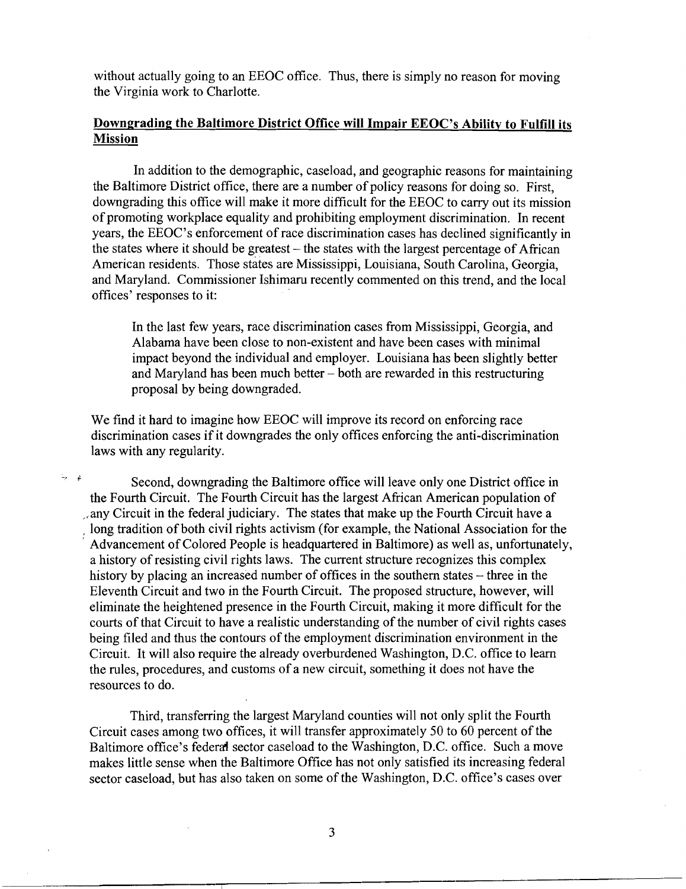without actually going to an EEOC office. Thus, there is simply no reason for moving the Virginia work to Charlotte.

## Downgrading the Baltimore District Office will Impair EEOC's Ability to Fulfill its Mission

In addition to the demographic, caseload, and geographic reasons for maintaining the Baltimore District office, there are a number of policy reasons for doing so. First, downgrading this office will make it more difficult for the EEOC to carry out its mission of promoting workplace equality and prohibiting employment discrimination. In recent years, the EEOC's enforcement of race discrimination cases has declined significantly in the states where it should be greatest – the states with the largest percentage of African American residents. Those states are Mississippi, Louisiana, South Carolina, Georgia, and Maryland. Commissioner Ishimaru recently commented on this trend, and the local offices' responses to it:

> In the last few years, race discrimination cases from Mississippi, Georgia, and Alabama have been close to non-existent and have been cases with minimal impact beyond the individual and employer. Louisiana has been slightly better and Maryland has been much better – both are rewarded in this restructuring proposal by being downgraded.

We find it hard to imagine how EEOC will improve its record on enforcing race discrimination cases if it downgrades the only offices enforcing the anti-discrimination laws with any regularity.

Second, downgrading the Baltimore office will leave only one District office in the Fourth Circuit. The Fourth Circuit has the largest African American population of any Circuit in the federal judiciary. The states that make up the Fourth Circuit have a long tradition of both civil rights activism (for example, the National Association for the Advancement of Colored People is headquartered in Baltimore) as well as, unfortunately, a history of resisting civil rights laws. The current structure recognizes this complex history by placing an increased number of offices in the southern states – three in the Eleventh Circuit and two in the Fourth Circuit. The proposed structure, however, will eliminate the heightened presence in the Fourth Circuit, making it more difficult for the courts of that Circuit to have a realistic understanding of the number of civil rights cases being filed and thus the contours of the employment discrimination environment in the Circuit. It will also require the already overburdened Washington, D.C. office to learn the rules, procedures, and customs of a new circuit, something it does not have the resources to do.

Third, transferring the largest Maryland counties will not only split the Fourth Circuit cases among two offices, it will transfer approximately 50 to 60 percent of the Baltimore office's federal sector caseload to the Washington, D.C. office. Such a move makes little sense when the Baltimore Office has not only satisfied its increasing federal sector caseload, but has also taken on some of the Washington, D.C. office's cases over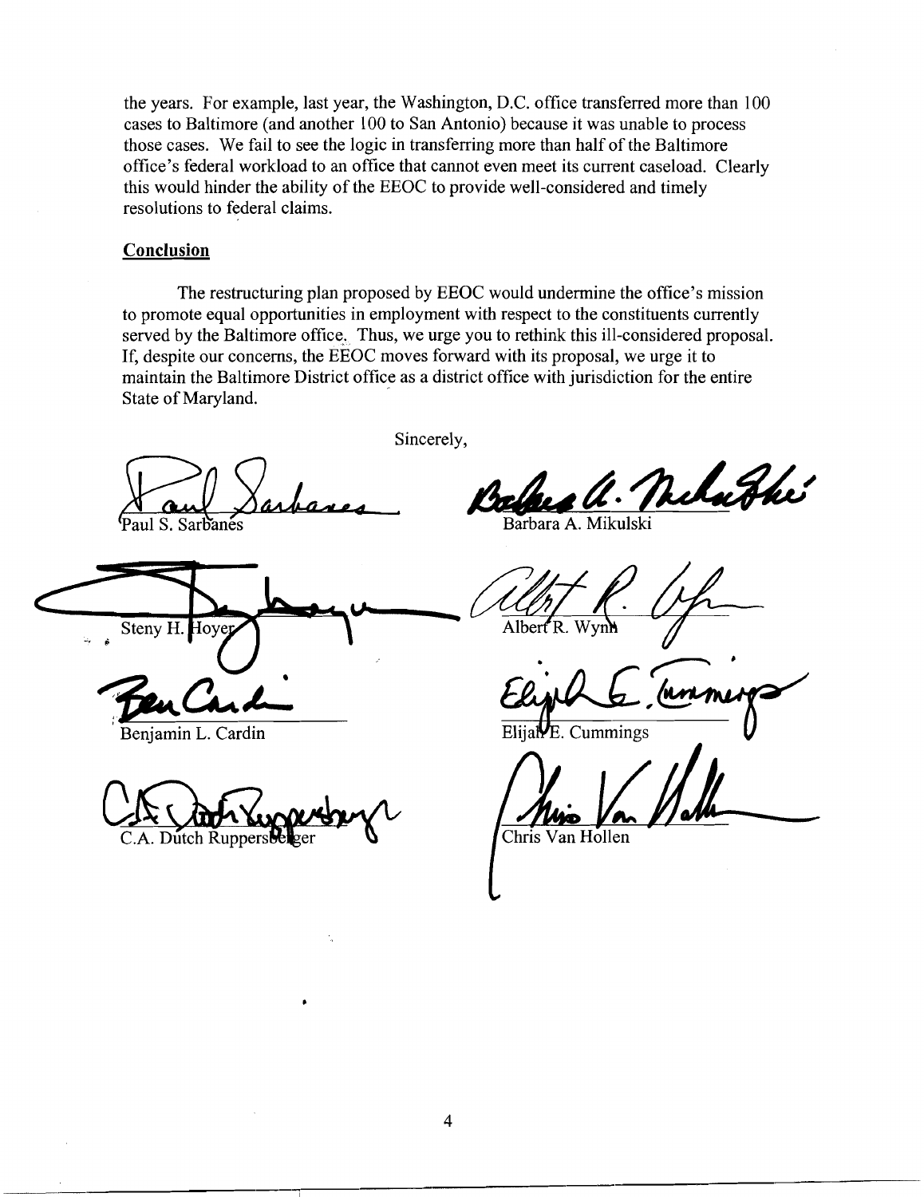the years. For example, last year, the Washington, D.C. office transferred more than 100 cases to Baltimore (and another 100 to San Antonio) because it was unable to process those cases. We fail to see the logic in transferring more than half of the Baltimore office's federal workload to an office that cannot even meet its current caseload. Clearly this would hinder the ability of the EEOC to provide well-considered and timely resolutions to federal claims.

## Conclusion

The restructuring plan proposed by EEOC would undermine the office's mission to promote equal opportunities in employment with respect to the constituents currently served by the Baltimore office. Thus, we urge you to rethink this ill-considered proposal. If, despite our concerns, the EEOC moves forward with its proposal, we urge it to maintain the Baltimore District office as a district office with jurisdiction for the entire State of Maryland.

Sincerely,

Paul S. Sarbanes

Barbara A. Mikulski

Steny H. Hoyer

Albert R. Wynn

Benjamin L. Cardin

Elijah E. Cummings

C.A. Dutch Ruppersberger

Chris Van Hollen